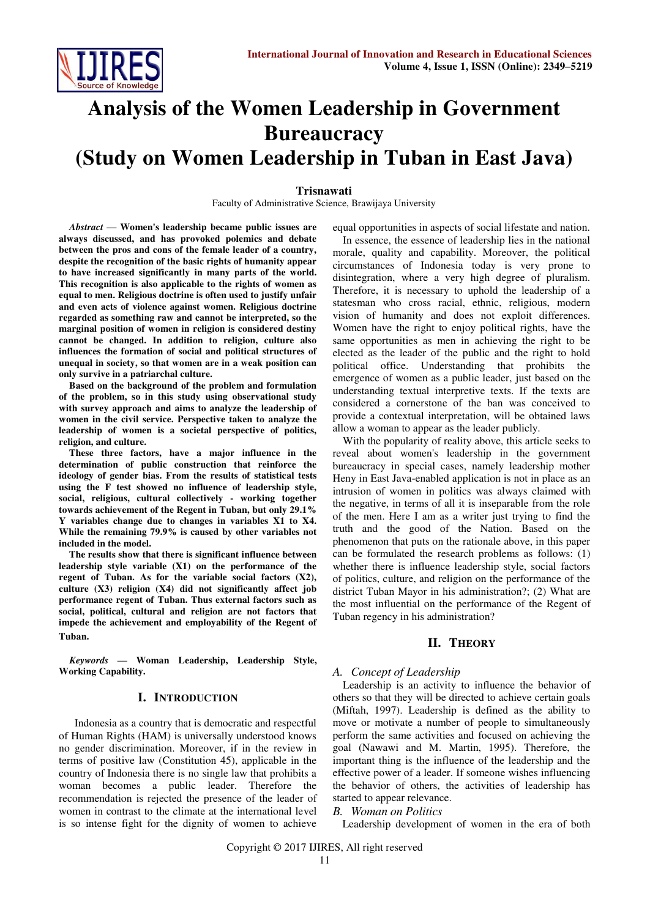# Analysis of the Women Leadership in Government Bureaucracy (Study on Women Leadership in Tuban in East Java)

**Trisnawati**

Faculty of Administrative Science, Brawijaya University

***Abstract* — Women's leadership became public issues are always discussed, and has provoked polemics and debate between the pros and cons of the female leader of a country, despite the recognition of the basic rights of humanity appear to have increased significantly in many parts of the world. This recognition is also applicable to the rights of women as equal to men. Religious doctrine is often used to justify unfair and even acts of violence against women. Religious doctrine regarded as something raw and cannot be interpreted, so the marginal position of women in religion is considered destiny cannot be changed. In addition to religion, culture also influences the formation of social and political structures of unequal in society, so that women are in a weak position can only survive in a patriarchal culture.**

**Based on the background of the problem and formulation of the problem, so in this study using observational study with survey approach and aims to analyze the leadership of women in the civil service. Perspective taken to analyze the leadership of women is a societal perspective of politics, religion, and culture.**

**These three factors, have a major influence in the determination of public construction that reinforce the ideology of gender bias. From the results of statistical tests using the F test showed no influence of leadership style, social, religious, cultural collectively - working together towards achievement of the Regent in Tuban, but only 29.1% Y variables change due to changes in variables X1 to X4. While the remaining 79.9% is caused by other variables not included in the model.**

**The results show that there is significant influence between leadership style variable (X1) on the performance of the regent of Tuban. As for the variable social factors (X2), culture (X3) religion (X4) did not significantly affect job performance regent of Tuban. Thus external factors such as social, political, cultural and religion are not factors that impede the achievement and employability of the Regent of Tuban.**

***Keywords* — Woman Leadership, Leadership Style, Working Capability.**

## I. Introduction

Indonesia as a country that is democratic and respectful of Human Rights (HAM) is universally understood knows no gender discrimination. Moreover, if in the review in terms of positive law (Constitution 45), applicable in the country of Indonesia there is no single law that prohibits a woman becomes a public leader. Therefore the recommendation is rejected the presence of the leader of women in contrast to the climate at the international level is so intense fight for the dignity of women to achieve equal opportunities in aspects of social lifestate and nation.

In essence, the essence of leadership lies in the national morale, quality and capability. Moreover, the political circumstances of Indonesia today is very prone to disintegration, where a very high degree of pluralism. Therefore, it is necessary to uphold the leadership of a statesman who cross racial, ethnic, religious, modern vision of humanity and does not exploit differences. Women have the right to enjoy political rights, have the same opportunities as men in achieving the right to be elected as the leader of the public and the right to hold political office. Understanding that prohibits the emergence of women as a public leader, just based on the understanding textual interpretive texts. If the texts are considered a cornerstone of the ban was conceived to provide a contextual interpretation, will be obtained laws allow a woman to appear as the leader publicly.

With the popularity of reality above, this article seeks to reveal about women's leadership in the government bureaucracy in special cases, namely leadership mother Heny in East Java-enabled application is not in place as an intrusion of women in politics was always claimed with the negative, in terms of all it is inseparable from the role of the men. Here I am as a writer just trying to find the truth and the good of the Nation. Based on the phenomenon that puts on the rationale above, in this paper can be formulated the research problems as follows: (1) whether there is influence leadership style, social factors of politics, culture, and religion on the performance of the district Tuban Mayor in his administration?; (2) What are the most influential on the performance of the Regent of Tuban regency in his administration?

## II. Theory

### *A. Concept of Leadership*

Leadership is an activity to influence the behavior of others so that they will be directed to achieve certain goals (Miftah, 1997). Leadership is defined as the ability to move or motivate a number of people to simultaneously perform the same activities and focused on achieving the goal (Nawawi and M. Martin, 1995). Therefore, the important thing is the influence of the leadership and the effective power of a leader. If someone wishes influencing the behavior of others, the activities of leadership has started to appear relevance.

### *B. Woman on Politics*

Leadership development of women in the era of both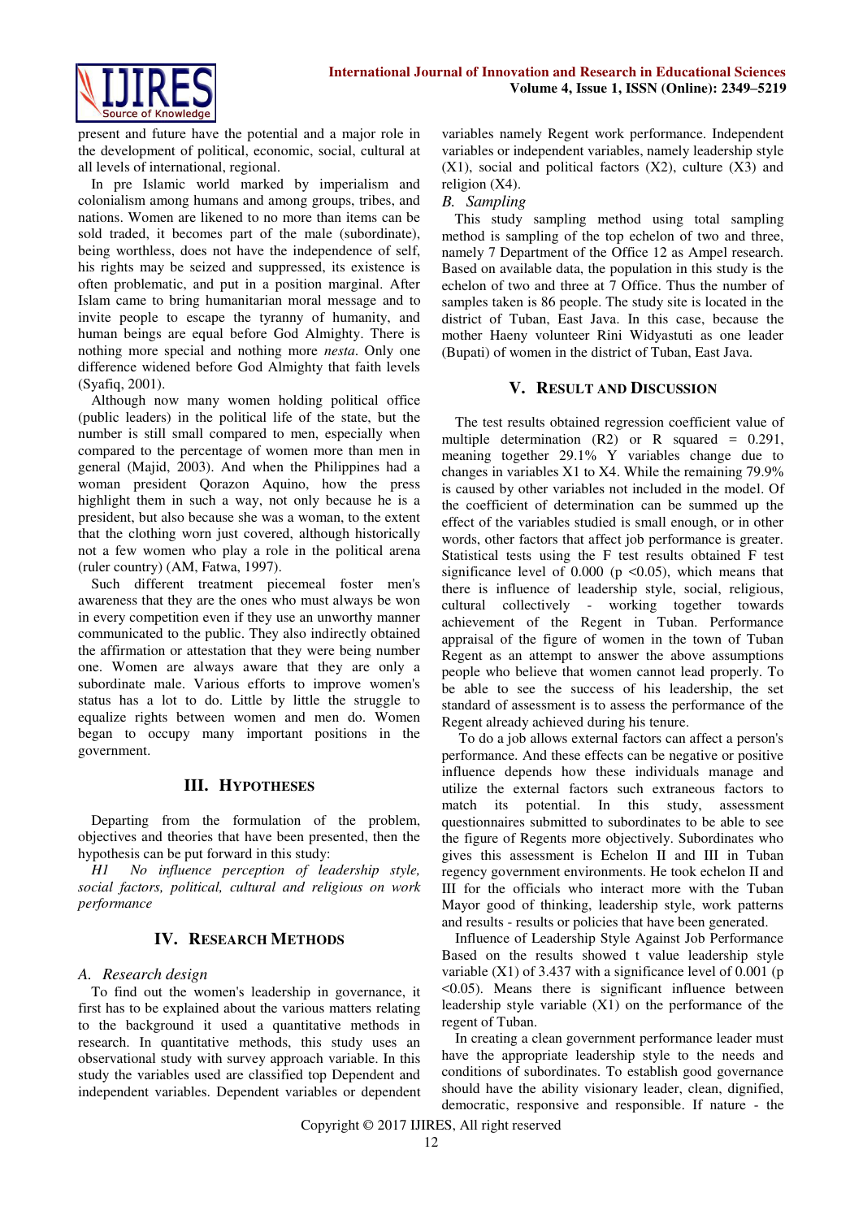present and future have the potential and a major role in the development of political, economic, social, cultural at all levels of international, regional.

In pre Islamic world marked by imperialism and colonialism among humans and among groups, tribes, and nations. Women are likened to no more than items can be sold traded, it becomes part of the male (subordinate), being worthless, does not have the independence of self, his rights may be seized and suppressed, its existence is often problematic, and put in a position marginal. After Islam came to bring humanitarian moral message and to invite people to escape the tyranny of humanity, and human beings are equal before God Almighty. There is nothing more special and nothing more *nesta*. Only one difference widened before God Almighty that faith levels (Syafiq, 2001).

Although now many women holding political office (public leaders) in the political life of the state, but the number is still small compared to men, especially when compared to the percentage of women more than men in general (Majid, 2003). And when the Philippines had a woman president Qorazon Aquino, how the press highlight them in such a way, not only because he is a president, but also because she was a woman, to the extent that the clothing worn just covered, although historically not a few women who play a role in the political arena (ruler country) (AM, Fatwa, 1997).

Such different treatment piecemeal foster men's awareness that they are the ones who must always be won in every competition even if they use an unworthy manner communicated to the public. They also indirectly obtained the affirmation or attestation that they were being number one. Women are always aware that they are only a subordinate male. Various efforts to improve women's status has a lot to do. Little by little the struggle to equalize rights between women and men do. Women began to occupy many important positions in the government.

## III. Hypotheses

Departing from the formulation of the problem, objectives and theories that have been presented, then the hypothesis can be put forward in this study:

*H1 No influence perception of leadership style, social factors, political, cultural and religious on work performance*

## IV. Research Methods

### A. Research design

To find out the women's leadership in governance, it first has to be explained about the various matters relating to the background it used a quantitative methods in research. In quantitative methods, this study uses an observational study with survey approach variable. In this study the variables used are classified top Dependent and independent variables. Dependent variables or dependent variables namely Regent work performance. Independent variables or independent variables, namely leadership style (X1), social and political factors (X2), culture (X3) and religion (X4).

### B. Sampling

This study sampling method using total sampling method is sampling of the top echelon of two and three, namely 7 Department of the Office 12 as Ampel research. Based on available data, the population in this study is the echelon of two and three at 7 Office. Thus the number of samples taken is 86 people. The study site is located in the district of Tuban, East Java. In this case, because the mother Haeny volunteer Rini Widyastuti as one leader (Bupati) of women in the district of Tuban, East Java.

## V. Result and Discussion

The test results obtained regression coefficient value of multiple determination (R2) or R squared = 0.291, meaning together 29.1% Y variables change due to changes in variables X1 to X4. While the remaining 79.9% is caused by other variables not included in the model. Of the coefficient of determination can be summed up the effect of the variables studied is small enough, or in other words, other factors that affect job performance is greater. Statistical tests using the F test results obtained F test significance level of 0.000 ($p < 0.05$), which means that there is influence of leadership style, social, religious, cultural collectively - working together towards achievement of the Regent in Tuban. Performance appraisal of the figure of women in the town of Tuban Regent as an attempt to answer the above assumptions people who believe that women cannot lead properly. To be able to see the success of his leadership, the set standard of assessment is to assess the performance of the Regent already achieved during his tenure.

To do a job allows external factors can affect a person's performance. And these effects can be negative or positive influence depends how these individuals manage and utilize the external factors such extraneous factors to match its potential. In this study, assessment questionnaires submitted to subordinates to be able to see the figure of Regents more objectively. Subordinates who gives this assessment is Echelon II and III in Tuban regency government environments. He took echelon II and III for the officials who interact more with the Tuban Mayor good of thinking, leadership style, work patterns and results - results or policies that have been generated.

Influence of Leadership Style Against Job Performance

Based on the results showed t value leadership style variable (X1) of 3.437 with a significance level of 0.001 ($p < 0.05$). Means there is significant influence between leadership style variable (X1) on the performance of the regent of Tuban.

In creating a clean government performance leader must have the appropriate leadership style to the needs and conditions of subordinates. To establish good governance should have the ability visionary leader, clean, dignified, democratic, responsive and responsible. If nature - the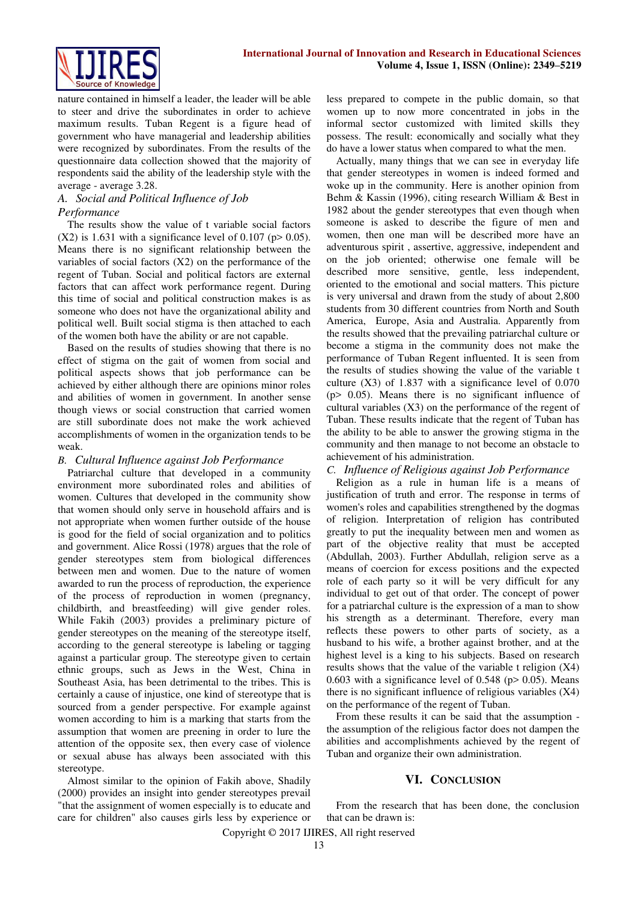nature contained in himself a leader, the leader will be able to steer and drive the subordinates in order to achieve maximum results. Tuban Regent is a figure head of government who have managerial and leadership abilities were recognized by subordinates. From the results of the questionnaire data collection showed that the majority of respondents said the ability of the leadership style with the average - average 3.28.

### *A. Social and Political Influence of Job Performance*

The results show the value of t variable social factors (X2) is 1.631 with a significance level of 0.107 ($p > 0.05$). Means there is no significant relationship between the variables of social factors (X2) on the performance of the regent of Tuban. Social and political factors are external factors that can affect work performance regent. During this time of social and political construction makes is as someone who does not have the organizational ability and political well. Built social stigma is then attached to each of the women both have the ability or are not capable.

Based on the results of studies showing that there is no effect of stigma on the gait of women from social and political aspects shows that job performance can be achieved by either although there are opinions minor roles and abilities of women in government. In another sense though views or social construction that carried women are still subordinate does not make the work achieved accomplishments of women in the organization tends to be weak.

### *B. Cultural Influence against Job Performance*

Patriarchal culture that developed in a community environment more subordinated roles and abilities of women. Cultures that developed in the community show that women should only serve in household affairs and is not appropriate when women further outside of the house is good for the field of social organization and to politics and government. Alice Rossi (1978) argues that the role of gender stereotypes stem from biological differences between men and women. Due to the nature of women awarded to run the process of reproduction, the experience of the process of reproduction in women (pregnancy, childbirth, and breastfeeding) will give gender roles. While Fakih (2003) provides a preliminary picture of gender stereotypes on the meaning of the stereotype itself, according to the general stereotype is labeling or tagging against a particular group. The stereotype given to certain ethnic groups, such as Jews in the West, China in Southeast Asia, has been detrimental to the tribes. This is certainly a cause of injustice, one kind of stereotype that is sourced from a gender perspective. For example against women according to him is a marking that starts from the assumption that women are preening in order to lure the attention of the opposite sex, then every case of violence or sexual abuse has always been associated with this stereotype.

Almost similar to the opinion of Fakih above, Shadily (2000) provides an insight into gender stereotypes prevail "that the assignment of women especially is to educate and care for children" also causes girls less by experience or less prepared to compete in the public domain, so that women up to now more concentrated in jobs in the informal sector customized with limited skills they possess. The result: economically and socially what they do have a lower status when compared to what the men.

Actually, many things that we can see in everyday life that gender stereotypes in women is indeed formed and woke up in the community. Here is another opinion from Behm & Kassin (1996), citing research William & Best in 1982 about the gender stereotypes that even though when someone is asked to describe the figure of men and women, then one man will be described more have an adventurous spirit , assertive, aggressive, independent and on the job oriented; otherwise one female will be described more sensitive, gentle, less independent, oriented to the emotional and social matters. This picture is very universal and drawn from the study of about 2,800 students from 30 different countries from North and South America, Europe, Asia and Australia. Apparently from the results showed that the prevailing patriarchal culture or become a stigma in the community does not make the performance of Tuban Regent influented. It is seen from the results of studies showing the value of the variable t culture (X3) of 1.837 with a significance level of 0.070 ($p > 0.05$). Means there is no significant influence of cultural variables (X3) on the performance of the regent of Tuban. These results indicate that the regent of Tuban has the ability to be able to answer the growing stigma in the community and then manage to not become an obstacle to achievement of his administration.

### *C. Influence of Religious against Job Performance*

Religion as a rule in human life is a means of justification of truth and error. The response in terms of women's roles and capabilities strengthened by the dogmas of religion. Interpretation of religion has contributed greatly to put the inequality between men and women as part of the objective reality that must be accepted (Abdullah, 2003). Further Abdullah, religion serve as a means of coercion for excess positions and the expected role of each party so it will be very difficult for any individual to get out of that order. The concept of power for a patriarchal culture is the expression of a man to show his strength as a determinant. Therefore, every man reflects these powers to other parts of society, as a husband to his wife, a brother against brother, and at the highest level is a king to his subjects. Based on research results shows that the value of the variable t religion (X4) 0.603 with a significance level of 0.548 ($p > 0.05$). Means there is no significant influence of religious variables (X4) on the performance of the regent of Tuban.

From these results it can be said that the assumption - the assumption of the religious factor does not dampen the abilities and accomplishments achieved by the regent of Tuban and organize their own administration.

## VI. Conclusion

From the research that has been done, the conclusion that can be drawn is: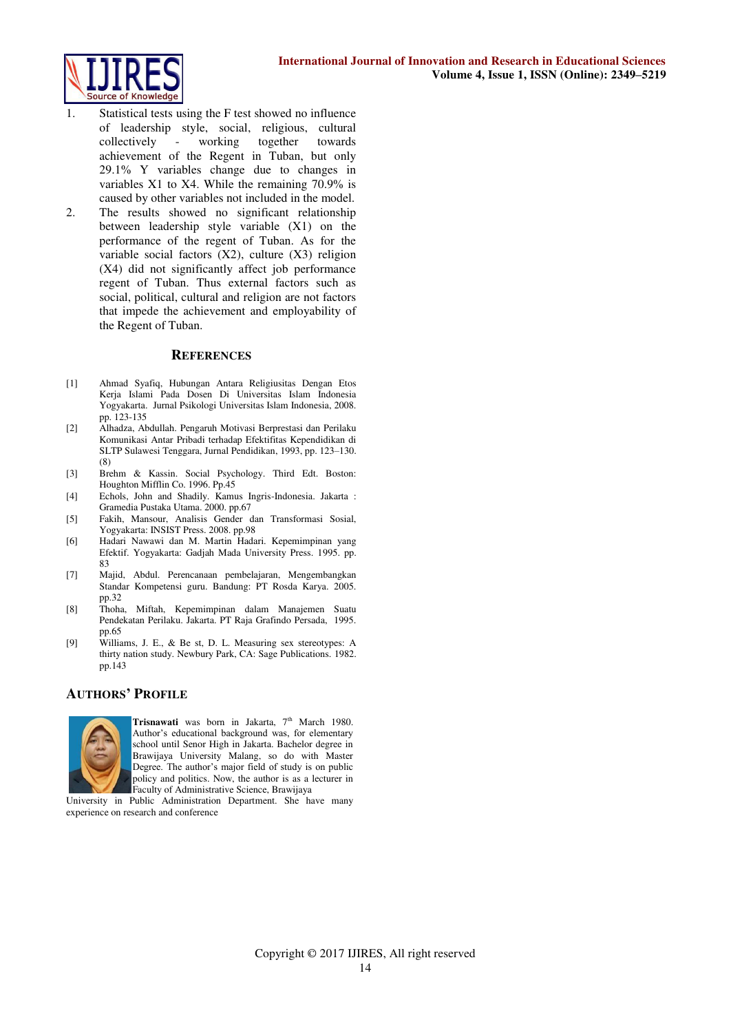1. Statistical tests using the F test showed no influence of leadership style, social, religious, cultural collectively - working together towards achievement of the Regent in Tuban, but only 29.1% Y variables change due to changes in variables X1 to X4. While the remaining 70.9% is caused by other variables not included in the model.
2. The results showed no significant relationship between leadership style variable (X1) on the performance of the regent of Tuban. As for the variable social factors (X2), culture (X3) religion (X4) did not significantly affect job performance regent of Tuban. Thus external factors such as social, political, cultural and religion are not factors that impede the achievement and employability of the Regent of Tuban.

## References

[1] Ahmad Syafiq, Hubungan Antara Religiusitas Dengan Etos Kerja Islami Pada Dosen Di Universitas Islam Indonesia Yogyakarta. Jurnal Psikologi Universitas Islam Indonesia, 2008. pp. 123-135

[2] Alhadza, Abdullah. Pengaruh Motivasi Berprestasi dan Perilaku Komunikasi Antar Pribadi terhadap Efektifitas Kependidikan di SLTP Sulawesi Tenggara, Jurnal Pendidikan, 1993, pp. 123–130. (8)

[3] Brehm & Kassin. Social Psychology. Third Edt. Boston: Houghton Mifflin Co. 1996. Pp.45

[4] Echols, John and Shadily. Kamus Ingris-Indonesia. Jakarta : Gramedia Pustaka Utama. 2000. pp.67

[5] Fakih, Mansour, Analisis Gender dan Transformasi Sosial, Yogyakarta: INSIST Press. 2008. pp.98

[6] Hadari Nawawi dan M. Martin Hadari. Kepemimpinan yang Efektif. Yogyakarta: Gadjah Mada University Press. 1995. pp. 83

[7] Majid, Abdul. Perencanaan pembelajaran, Mengembangkan Standar Kompetensi guru. Bandung: PT Rosda Karya. 2005. pp.32

[8] Thoha, Miftah, Kepemimpinan dalam Manajemen Suatu Pendekatan Perilaku. Jakarta. PT Raja Grafindo Persada, 1995. pp.65

[9] Williams, J. E., & Be st, D. L. Measuring sex stereotypes: A thirty nation study. Newbury Park, CA: Sage Publications. 1982. pp.143

## Authors' Profile

**Trisnawati** was born in Jakarta, 7th March 1980. Author's educational background was, for elementary school until Senor High in Jakarta. Bachelor degree in Brawijaya University Malang, so do with Master Degree. The author's major field of study is on public policy and politics. Now, the author is as a lecturer in Faculty of Administrative Science, Brawijaya University in Public Administration Department. She have many experience on research and conference